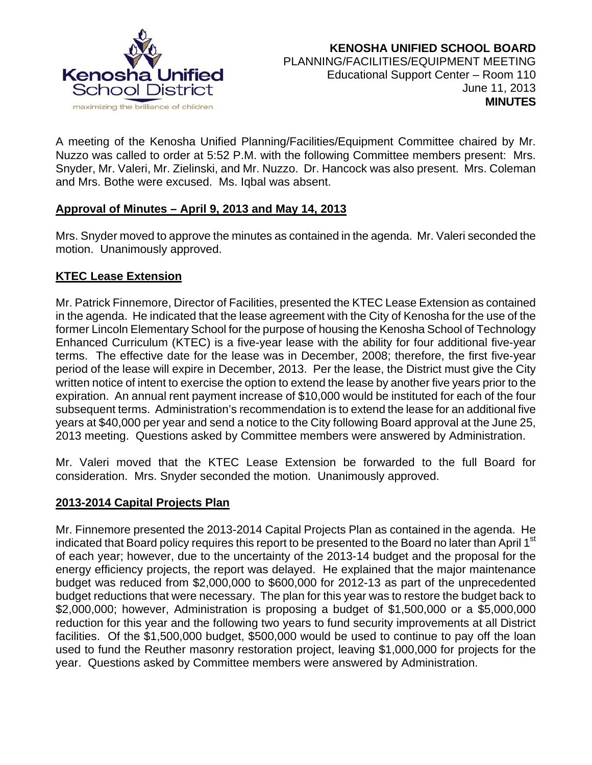**KENOSHA UNIFIED SCHOOL BOARD**
PLANNING/FACILITIES/EQUIPMENT MEETING
Educational Support Center – Room 110
June 11, 2013
**MINUTES**

A meeting of the Kenosha Unified Planning/Facilities/Equipment Committee chaired by Mr. Nuzzo was called to order at 5:52 P.M. with the following Committee members present: Mrs. Snyder, Mr. Valeri, Mr. Zielinski, and Mr. Nuzzo. Dr. Hancock was also present. Mrs. Coleman and Mrs. Bothe were excused. Ms. Iqbal was absent.

## Approval of Minutes – April 9, 2013 and May 14, 2013

Mrs. Snyder moved to approve the minutes as contained in the agenda. Mr. Valeri seconded the motion. Unanimously approved.

## KTEC Lease Extension

Mr. Patrick Finnemore, Director of Facilities, presented the KTEC Lease Extension as contained in the agenda. He indicated that the lease agreement with the City of Kenosha for the use of the former Lincoln Elementary School for the purpose of housing the Kenosha School of Technology Enhanced Curriculum (KTEC) is a five-year lease with the ability for four additional five-year terms. The effective date for the lease was in December, 2008; therefore, the first five-year period of the lease will expire in December, 2013. Per the lease, the District must give the City written notice of intent to exercise the option to extend the lease by another five years prior to the expiration. An annual rent payment increase of $10,000 would be instituted for each of the four subsequent terms. Administration's recommendation is to extend the lease for an additional five years at $40,000 per year and send a notice to the City following Board approval at the June 25, 2013 meeting. Questions asked by Committee members were answered by Administration.

Mr. Valeri moved that the KTEC Lease Extension be forwarded to the full Board for consideration. Mrs. Snyder seconded the motion. Unanimously approved.

## 2013-2014 Capital Projects Plan

Mr. Finnemore presented the 2013-2014 Capital Projects Plan as contained in the agenda. He indicated that Board policy requires this report to be presented to the Board no later than April 1st of each year; however, due to the uncertainty of the 2013-14 budget and the proposal for the energy efficiency projects, the report was delayed. He explained that the major maintenance budget was reduced from $2,000,000 to $600,000 for 2012-13 as part of the unprecedented budget reductions that were necessary. The plan for this year was to restore the budget back to $2,000,000; however, Administration is proposing a budget of $1,500,000 or a $5,000,000 reduction for this year and the following two years to fund security improvements at all District facilities. Of the $1,500,000 budget, $500,000 would be used to continue to pay off the loan used to fund the Reuther masonry restoration project, leaving $1,000,000 for projects for the year. Questions asked by Committee members were answered by Administration.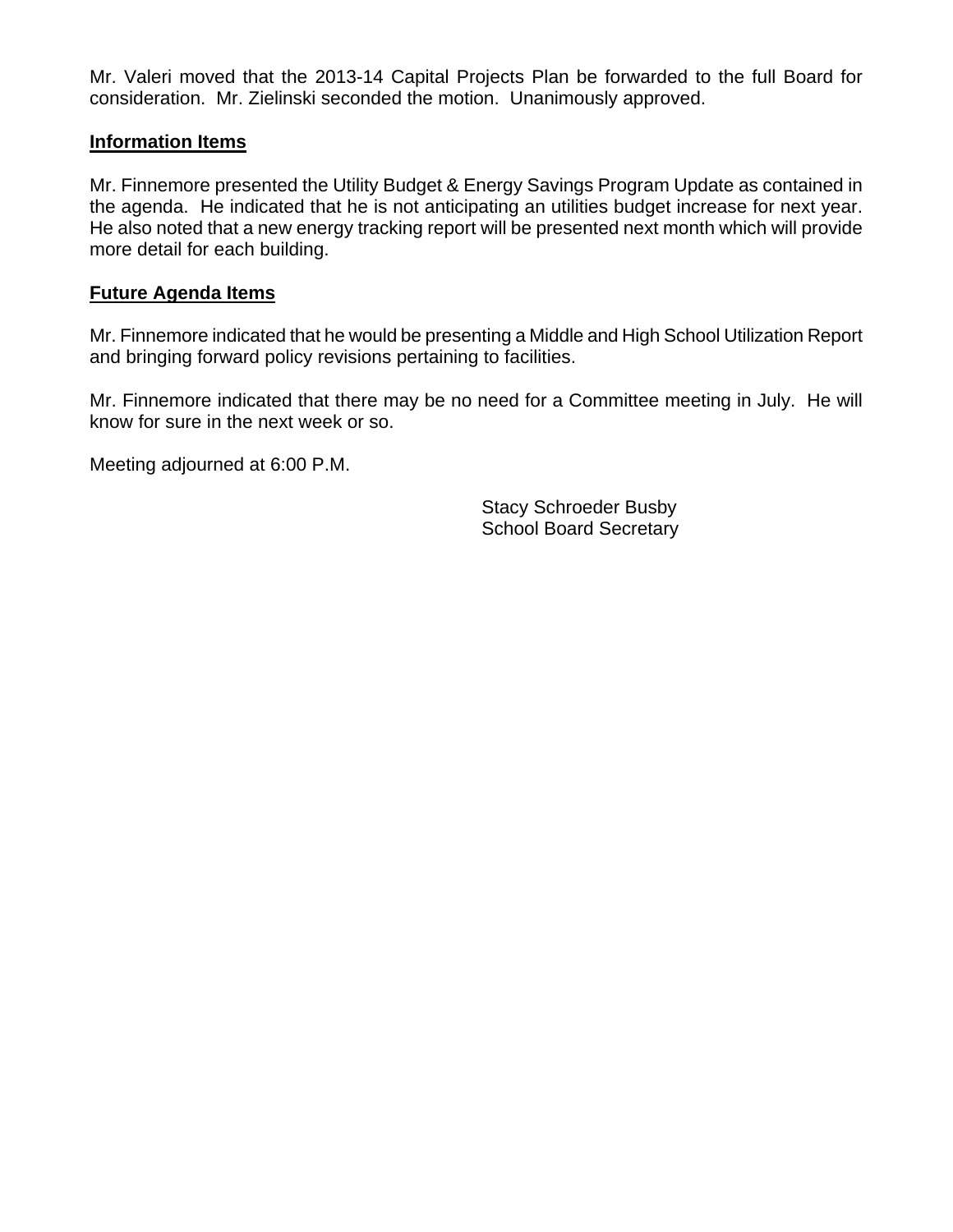Mr. Valeri moved that the 2013-14 Capital Projects Plan be forwarded to the full Board for consideration. Mr. Zielinski seconded the motion. Unanimously approved.

**Information Items**

Mr. Finnemore presented the Utility Budget & Energy Savings Program Update as contained in the agenda. He indicated that he is not anticipating an utilities budget increase for next year. He also noted that a new energy tracking report will be presented next month which will provide more detail for each building.

**Future Agenda Items**

Mr. Finnemore indicated that he would be presenting a Middle and High School Utilization Report and bringing forward policy revisions pertaining to facilities.

Mr. Finnemore indicated that there may be no need for a Committee meeting in July. He will know for sure in the next week or so.

Meeting adjourned at 6:00 P.M.

Stacy Schroeder Busby
School Board Secretary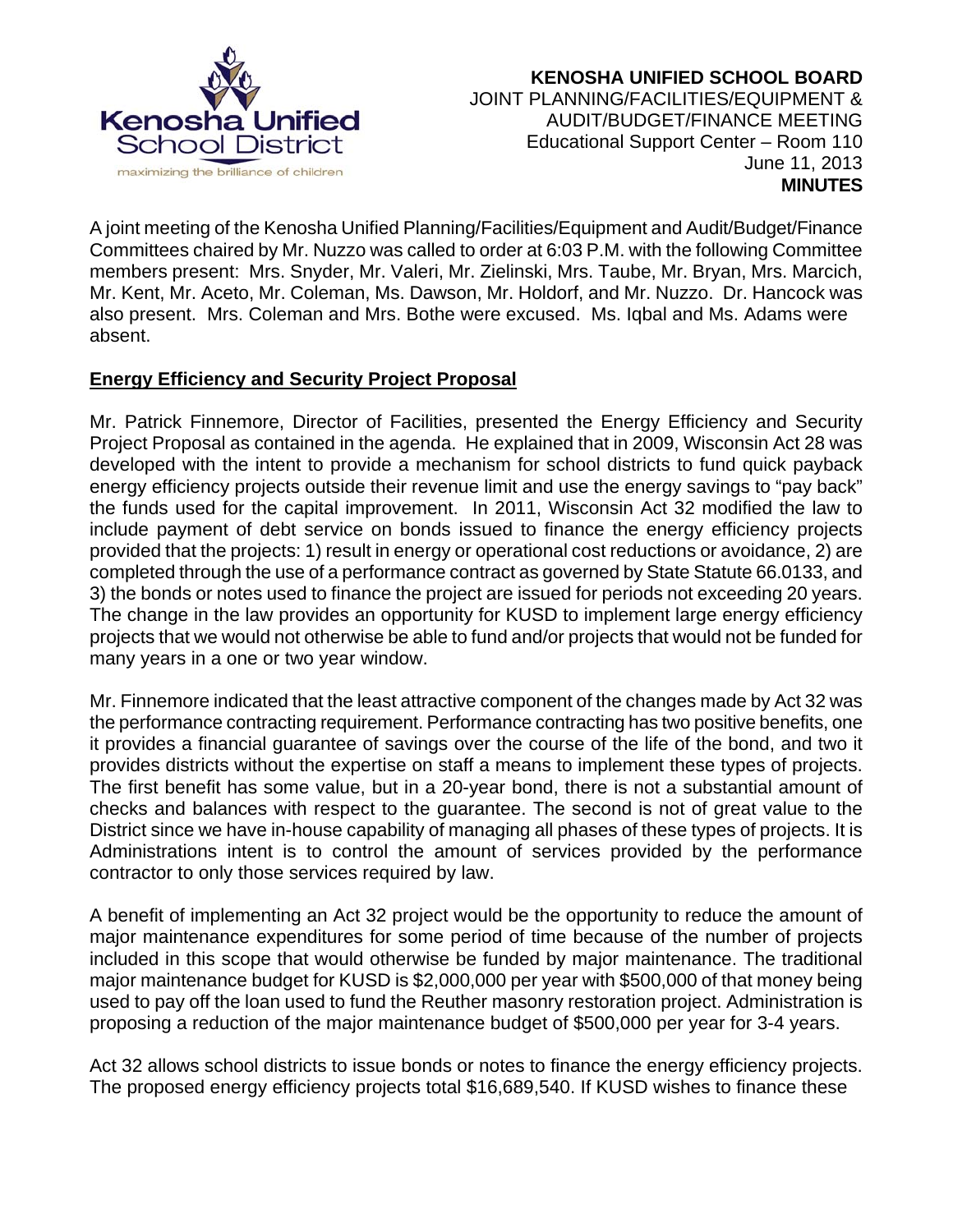**KENOSHA UNIFIED SCHOOL BOARD**
JOINT PLANNING/FACILITIES/EQUIPMENT &
AUDIT/BUDGET/FINANCE MEETING
Educational Support Center – Room 110
June 11, 2013
**MINUTES**

A joint meeting of the Kenosha Unified Planning/Facilities/Equipment and Audit/Budget/Finance Committees chaired by Mr. Nuzzo was called to order at 6:03 P.M. with the following Committee members present: Mrs. Snyder, Mr. Valeri, Mr. Zielinski, Mrs. Taube, Mr. Bryan, Mrs. Marcich, Mr. Kent, Mr. Aceto, Mr. Coleman, Ms. Dawson, Mr. Holdorf, and Mr. Nuzzo. Dr. Hancock was also present. Mrs. Coleman and Mrs. Bothe were excused. Ms. Iqbal and Ms. Adams were absent.

**Energy Efficiency and Security Project Proposal**

Mr. Patrick Finnemore, Director of Facilities, presented the Energy Efficiency and Security Project Proposal as contained in the agenda. He explained that in 2009, Wisconsin Act 28 was developed with the intent to provide a mechanism for school districts to fund quick payback energy efficiency projects outside their revenue limit and use the energy savings to "pay back" the funds used for the capital improvement. In 2011, Wisconsin Act 32 modified the law to include payment of debt service on bonds issued to finance the energy efficiency projects provided that the projects: 1) result in energy or operational cost reductions or avoidance, 2) are completed through the use of a performance contract as governed by State Statute 66.0133, and 3) the bonds or notes used to finance the project are issued for periods not exceeding 20 years. The change in the law provides an opportunity for KUSD to implement large energy efficiency projects that we would not otherwise be able to fund and/or projects that would not be funded for many years in a one or two year window.

Mr. Finnemore indicated that the least attractive component of the changes made by Act 32 was the performance contracting requirement. Performance contracting has two positive benefits, one it provides a financial guarantee of savings over the course of the life of the bond, and two it provides districts without the expertise on staff a means to implement these types of projects. The first benefit has some value, but in a 20-year bond, there is not a substantial amount of checks and balances with respect to the guarantee. The second is not of great value to the District since we have in-house capability of managing all phases of these types of projects. It is Administrations intent is to control the amount of services provided by the performance contractor to only those services required by law.

A benefit of implementing an Act 32 project would be the opportunity to reduce the amount of major maintenance expenditures for some period of time because of the number of projects included in this scope that would otherwise be funded by major maintenance. The traditional major maintenance budget for KUSD is $2,000,000 per year with $500,000 of that money being used to pay off the loan used to fund the Reuther masonry restoration project. Administration is proposing a reduction of the major maintenance budget of $500,000 per year for 3-4 years.

Act 32 allows school districts to issue bonds or notes to finance the energy efficiency projects. The proposed energy efficiency projects total $16,689,540. If KUSD wishes to finance these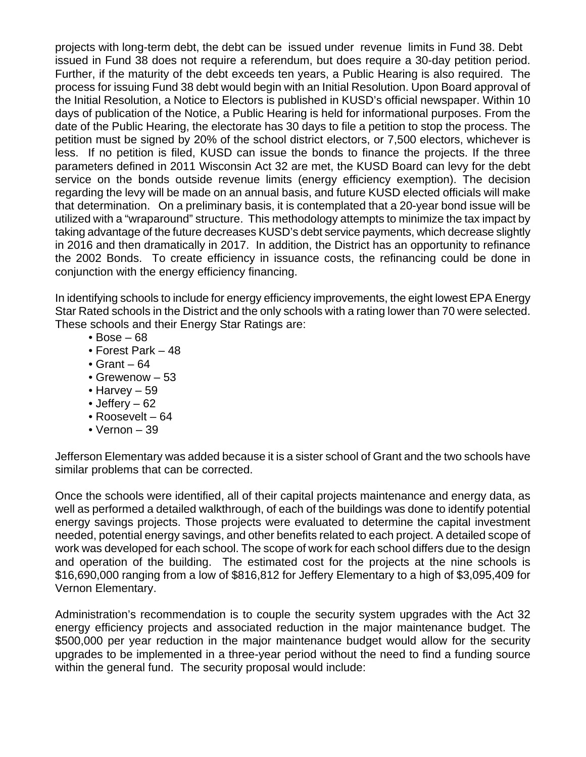projects with long-term debt, the debt can be issued under revenue limits in Fund 38. Debt issued in Fund 38 does not require a referendum, but does require a 30-day petition period. Further, if the maturity of the debt exceeds ten years, a Public Hearing is also required. The process for issuing Fund 38 debt would begin with an Initial Resolution. Upon Board approval of the Initial Resolution, a Notice to Electors is published in KUSD's official newspaper. Within 10 days of publication of the Notice, a Public Hearing is held for informational purposes. From the date of the Public Hearing, the electorate has 30 days to file a petition to stop the process. The petition must be signed by 20% of the school district electors, or 7,500 electors, whichever is less. If no petition is filed, KUSD can issue the bonds to finance the projects. If the three parameters defined in 2011 Wisconsin Act 32 are met, the KUSD Board can levy for the debt service on the bonds outside revenue limits (energy efficiency exemption). The decision regarding the levy will be made on an annual basis, and future KUSD elected officials will make that determination. On a preliminary basis, it is contemplated that a 20-year bond issue will be utilized with a "wraparound" structure. This methodology attempts to minimize the tax impact by taking advantage of the future decreases KUSD's debt service payments, which decrease slightly in 2016 and then dramatically in 2017. In addition, the District has an opportunity to refinance the 2002 Bonds. To create efficiency in issuance costs, the refinancing could be done in conjunction with the energy efficiency financing.

In identifying schools to include for energy efficiency improvements, the eight lowest EPA Energy Star Rated schools in the District and the only schools with a rating lower than 70 were selected. These schools and their Energy Star Ratings are:

- Bose – 68
- Forest Park – 48
- Grant – 64
- Grewenow – 53
- Harvey – 59
- Jeffery – 62
- Roosevelt – 64
- Vernon – 39

Jefferson Elementary was added because it is a sister school of Grant and the two schools have similar problems that can be corrected.

Once the schools were identified, all of their capital projects maintenance and energy data, as well as performed a detailed walkthrough, of each of the buildings was done to identify potential energy savings projects. Those projects were evaluated to determine the capital investment needed, potential energy savings, and other benefits related to each project. A detailed scope of work was developed for each school. The scope of work for each school differs due to the design and operation of the building. The estimated cost for the projects at the nine schools is $16,690,000 ranging from a low of $816,812 for Jeffery Elementary to a high of $3,095,409 for Vernon Elementary.

Administration's recommendation is to couple the security system upgrades with the Act 32 energy efficiency projects and associated reduction in the major maintenance budget. The $500,000 per year reduction in the major maintenance budget would allow for the security upgrades to be implemented in a three-year period without the need to find a funding source within the general fund. The security proposal would include: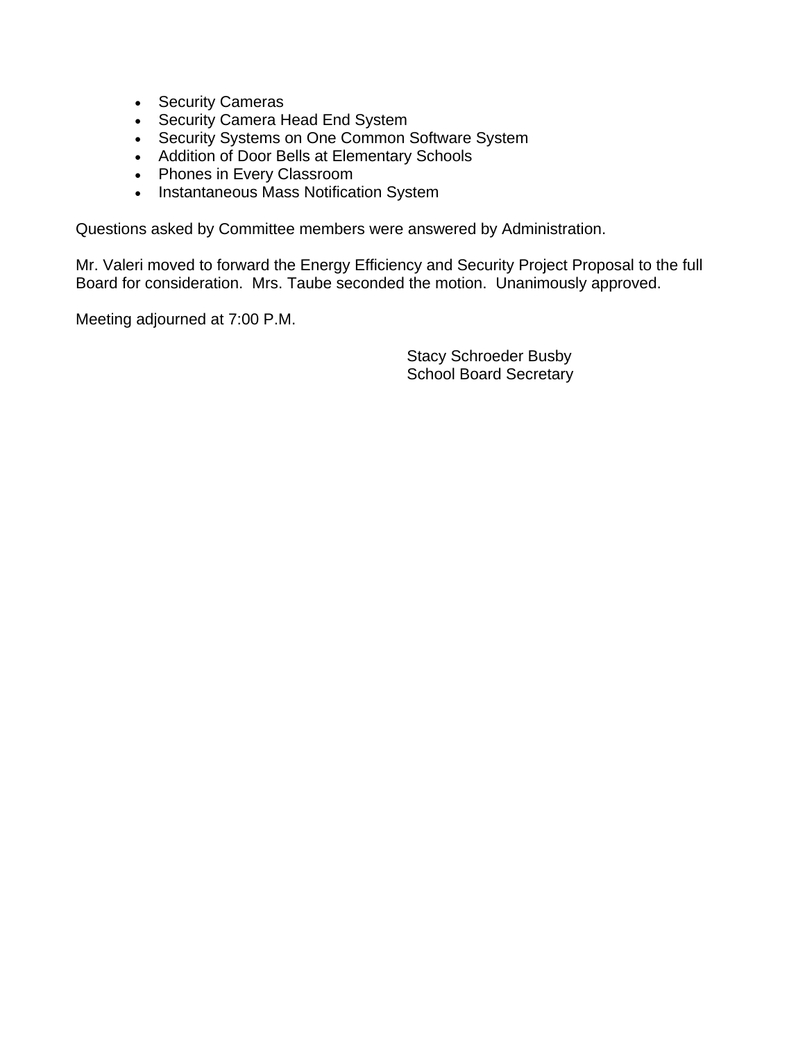- Security Cameras
- Security Camera Head End System
- Security Systems on One Common Software System
- Addition of Door Bells at Elementary Schools
- Phones in Every Classroom
- Instantaneous Mass Notification System

Questions asked by Committee members were answered by Administration.

Mr. Valeri moved to forward the Energy Efficiency and Security Project Proposal to the full Board for consideration. Mrs. Taube seconded the motion. Unanimously approved.

Meeting adjourned at 7:00 P.M.

Stacy Schroeder Busby
School Board Secretary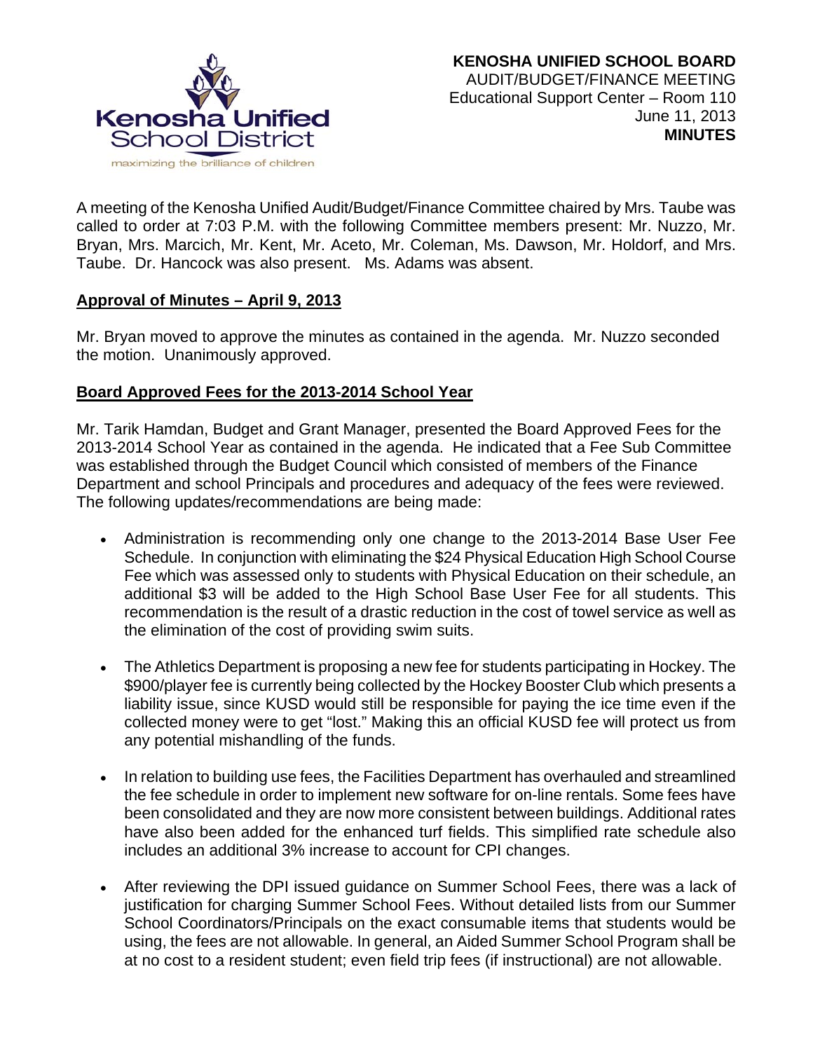**KENOSHA UNIFIED SCHOOL BOARD**
AUDIT/BUDGET/FINANCE MEETING
Educational Support Center – Room 110
June 11, 2013
**MINUTES**

A meeting of the Kenosha Unified Audit/Budget/Finance Committee chaired by Mrs. Taube was called to order at 7:03 P.M. with the following Committee members present: Mr. Nuzzo, Mr. Bryan, Mrs. Marcich, Mr. Kent, Mr. Aceto, Mr. Coleman, Ms. Dawson, Mr. Holdorf, and Mrs. Taube. Dr. Hancock was also present. Ms. Adams was absent.

**Approval of Minutes – April 9, 2013**

Mr. Bryan moved to approve the minutes as contained in the agenda. Mr. Nuzzo seconded the motion. Unanimously approved.

**Board Approved Fees for the 2013-2014 School Year**

Mr. Tarik Hamdan, Budget and Grant Manager, presented the Board Approved Fees for the 2013-2014 School Year as contained in the agenda. He indicated that a Fee Sub Committee was established through the Budget Council which consisted of members of the Finance Department and school Principals and procedures and adequacy of the fees were reviewed. The following updates/recommendations are being made:

- Administration is recommending only one change to the 2013-2014 Base User Fee Schedule. In conjunction with eliminating the $24 Physical Education High School Course Fee which was assessed only to students with Physical Education on their schedule, an additional $3 will be added to the High School Base User Fee for all students. This recommendation is the result of a drastic reduction in the cost of towel service as well as the elimination of the cost of providing swim suits.

- The Athletics Department is proposing a new fee for students participating in Hockey. The $900/player fee is currently being collected by the Hockey Booster Club which presents a liability issue, since KUSD would still be responsible for paying the ice time even if the collected money were to get "lost." Making this an official KUSD fee will protect us from any potential mishandling of the funds.

- In relation to building use fees, the Facilities Department has overhauled and streamlined the fee schedule in order to implement new software for on-line rentals. Some fees have been consolidated and they are now more consistent between buildings. Additional rates have also been added for the enhanced turf fields. This simplified rate schedule also includes an additional 3% increase to account for CPI changes.

- After reviewing the DPI issued guidance on Summer School Fees, there was a lack of justification for charging Summer School Fees. Without detailed lists from our Summer School Coordinators/Principals on the exact consumable items that students would be using, the fees are not allowable. In general, an Aided Summer School Program shall be at no cost to a resident student; even field trip fees (if instructional) are not allowable.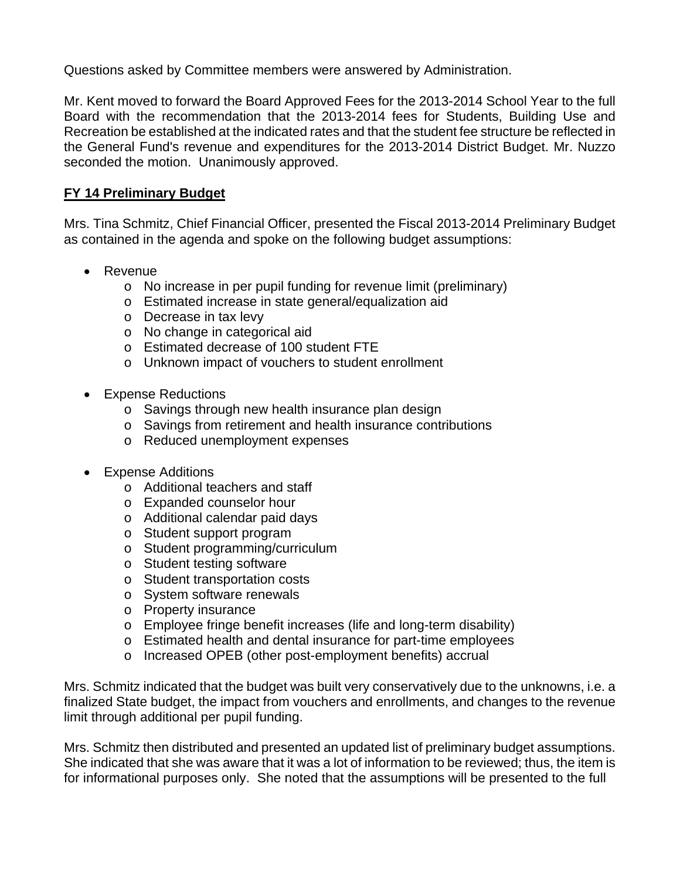Questions asked by Committee members were answered by Administration.

Mr. Kent moved to forward the Board Approved Fees for the 2013-2014 School Year to the full Board with the recommendation that the 2013-2014 fees for Students, Building Use and Recreation be established at the indicated rates and that the student fee structure be reflected in the General Fund's revenue and expenditures for the 2013-2014 District Budget. Mr. Nuzzo seconded the motion. Unanimously approved.

**FY 14 Preliminary Budget**

Mrs. Tina Schmitz, Chief Financial Officer, presented the Fiscal 2013-2014 Preliminary Budget as contained in the agenda and spoke on the following budget assumptions:

- Revenue
  - No increase in per pupil funding for revenue limit (preliminary)
  - Estimated increase in state general/equalization aid
  - Decrease in tax levy
  - No change in categorical aid
  - Estimated decrease of 100 student FTE
  - Unknown impact of vouchers to student enrollment

- Expense Reductions
  - Savings through new health insurance plan design
  - Savings from retirement and health insurance contributions
  - Reduced unemployment expenses

- Expense Additions
  - Additional teachers and staff
  - Expanded counselor hour
  - Additional calendar paid days
  - Student support program
  - Student programming/curriculum
  - Student testing software
  - Student transportation costs
  - System software renewals
  - Property insurance
  - Employee fringe benefit increases (life and long-term disability)
  - Estimated health and dental insurance for part-time employees
  - Increased OPEB (other post-employment benefits) accrual

Mrs. Schmitz indicated that the budget was built very conservatively due to the unknowns, i.e. a finalized State budget, the impact from vouchers and enrollments, and changes to the revenue limit through additional per pupil funding.

Mrs. Schmitz then distributed and presented an updated list of preliminary budget assumptions. She indicated that she was aware that it was a lot of information to be reviewed; thus, the item is for informational purposes only. She noted that the assumptions will be presented to the full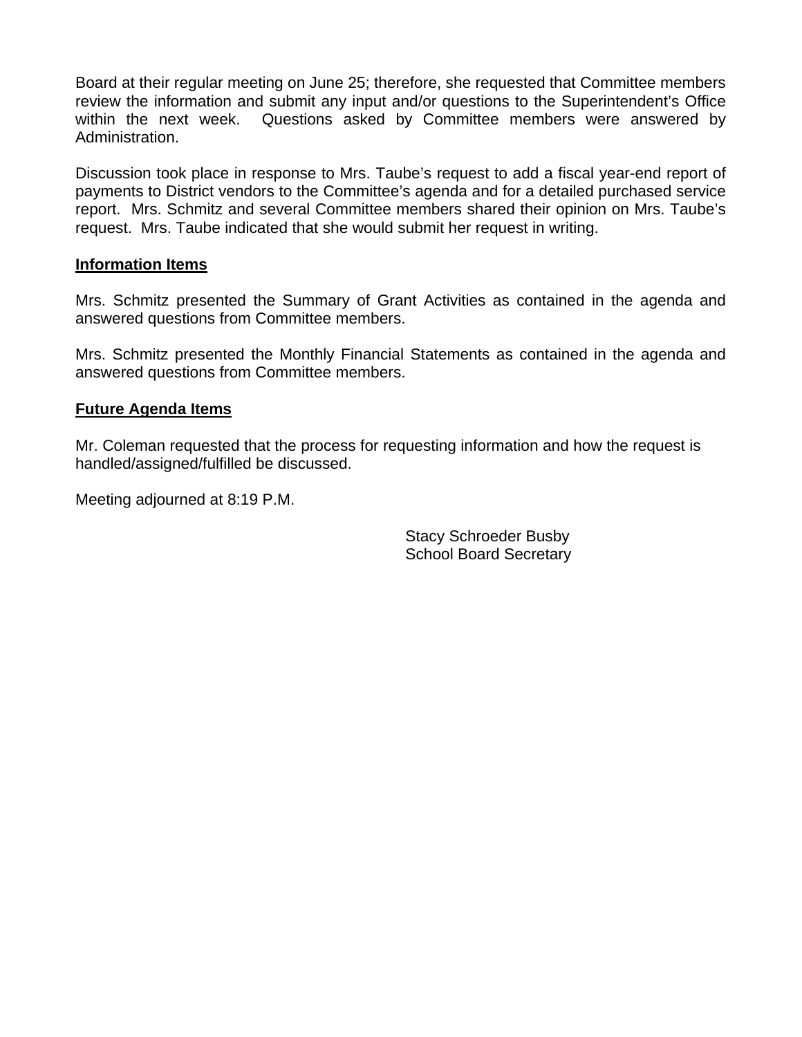Board at their regular meeting on June 25; therefore, she requested that Committee members review the information and submit any input and/or questions to the Superintendent's Office within the next week. Questions asked by Committee members were answered by Administration.

Discussion took place in response to Mrs. Taube's request to add a fiscal year-end report of payments to District vendors to the Committee's agenda and for a detailed purchased service report. Mrs. Schmitz and several Committee members shared their opinion on Mrs. Taube's request. Mrs. Taube indicated that she would submit her request in writing.

**Information Items**

Mrs. Schmitz presented the Summary of Grant Activities as contained in the agenda and answered questions from Committee members.

Mrs. Schmitz presented the Monthly Financial Statements as contained in the agenda and answered questions from Committee members.

**Future Agenda Items**

Mr. Coleman requested that the process for requesting information and how the request is handled/assigned/fulfilled be discussed.

Meeting adjourned at 8:19 P.M.

Stacy Schroeder Busby
School Board Secretary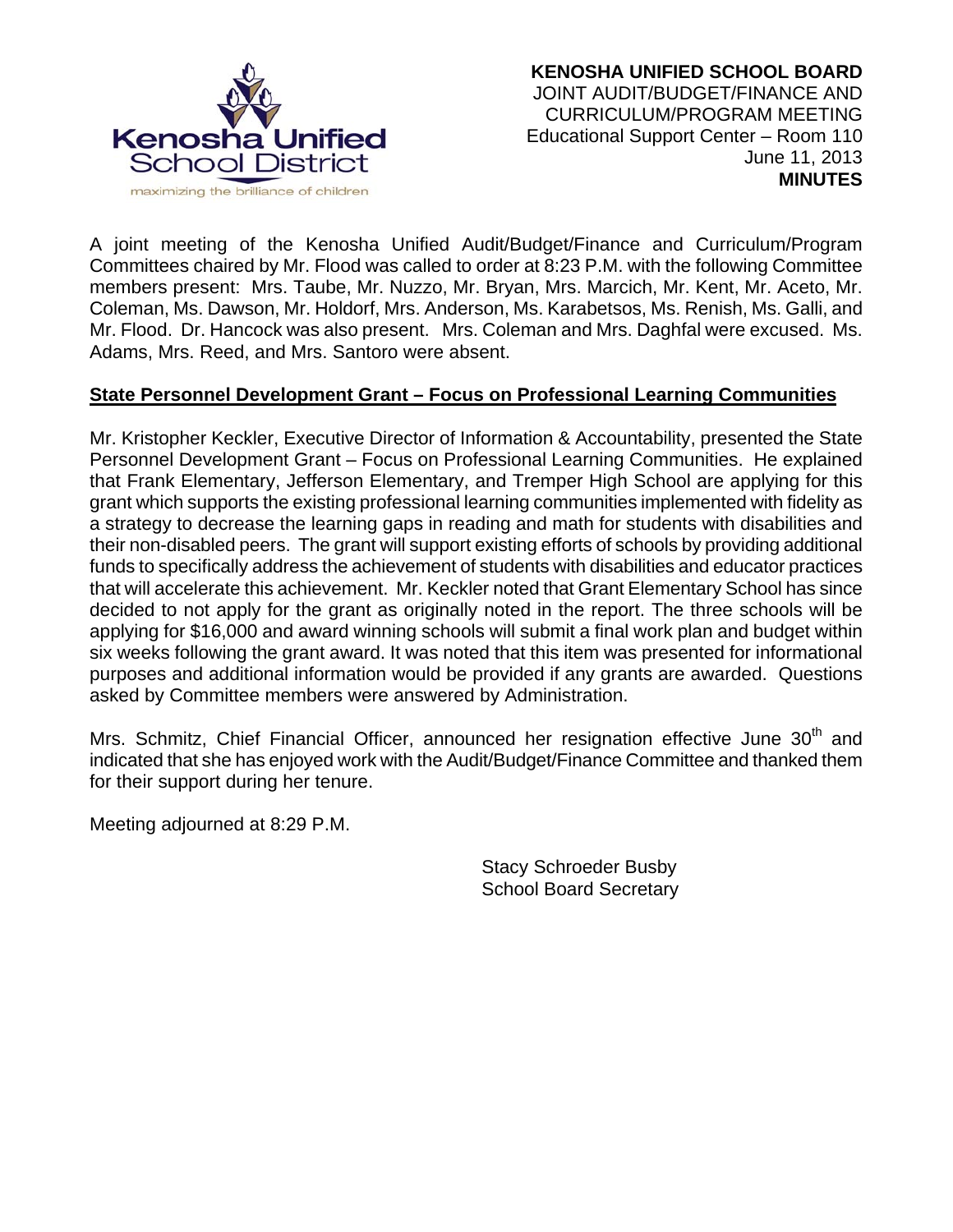**KENOSHA UNIFIED SCHOOL BOARD**
JOINT AUDIT/BUDGET/FINANCE AND
CURRICULUM/PROGRAM MEETING
Educational Support Center – Room 110
June 11, 2013
**MINUTES**

A joint meeting of the Kenosha Unified Audit/Budget/Finance and Curriculum/Program Committees chaired by Mr. Flood was called to order at 8:23 P.M. with the following Committee members present: Mrs. Taube, Mr. Nuzzo, Mr. Bryan, Mrs. Marcich, Mr. Kent, Mr. Aceto, Mr. Coleman, Ms. Dawson, Mr. Holdorf, Mrs. Anderson, Ms. Karabetsos, Ms. Renish, Ms. Galli, and Mr. Flood. Dr. Hancock was also present. Mrs. Coleman and Mrs. Daghfal were excused. Ms. Adams, Mrs. Reed, and Mrs. Santoro were absent.

**State Personnel Development Grant – Focus on Professional Learning Communities**

Mr. Kristopher Keckler, Executive Director of Information & Accountability, presented the State Personnel Development Grant – Focus on Professional Learning Communities. He explained that Frank Elementary, Jefferson Elementary, and Tremper High School are applying for this grant which supports the existing professional learning communities implemented with fidelity as a strategy to decrease the learning gaps in reading and math for students with disabilities and their non-disabled peers. The grant will support existing efforts of schools by providing additional funds to specifically address the achievement of students with disabilities and educator practices that will accelerate this achievement. Mr. Keckler noted that Grant Elementary School has since decided to not apply for the grant as originally noted in the report. The three schools will be applying for $16,000 and award winning schools will submit a final work plan and budget within six weeks following the grant award. It was noted that this item was presented for informational purposes and additional information would be provided if any grants are awarded. Questions asked by Committee members were answered by Administration.

Mrs. Schmitz, Chief Financial Officer, announced her resignation effective June 30th and indicated that she has enjoyed work with the Audit/Budget/Finance Committee and thanked them for their support during her tenure.

Meeting adjourned at 8:29 P.M.

Stacy Schroeder Busby
School Board Secretary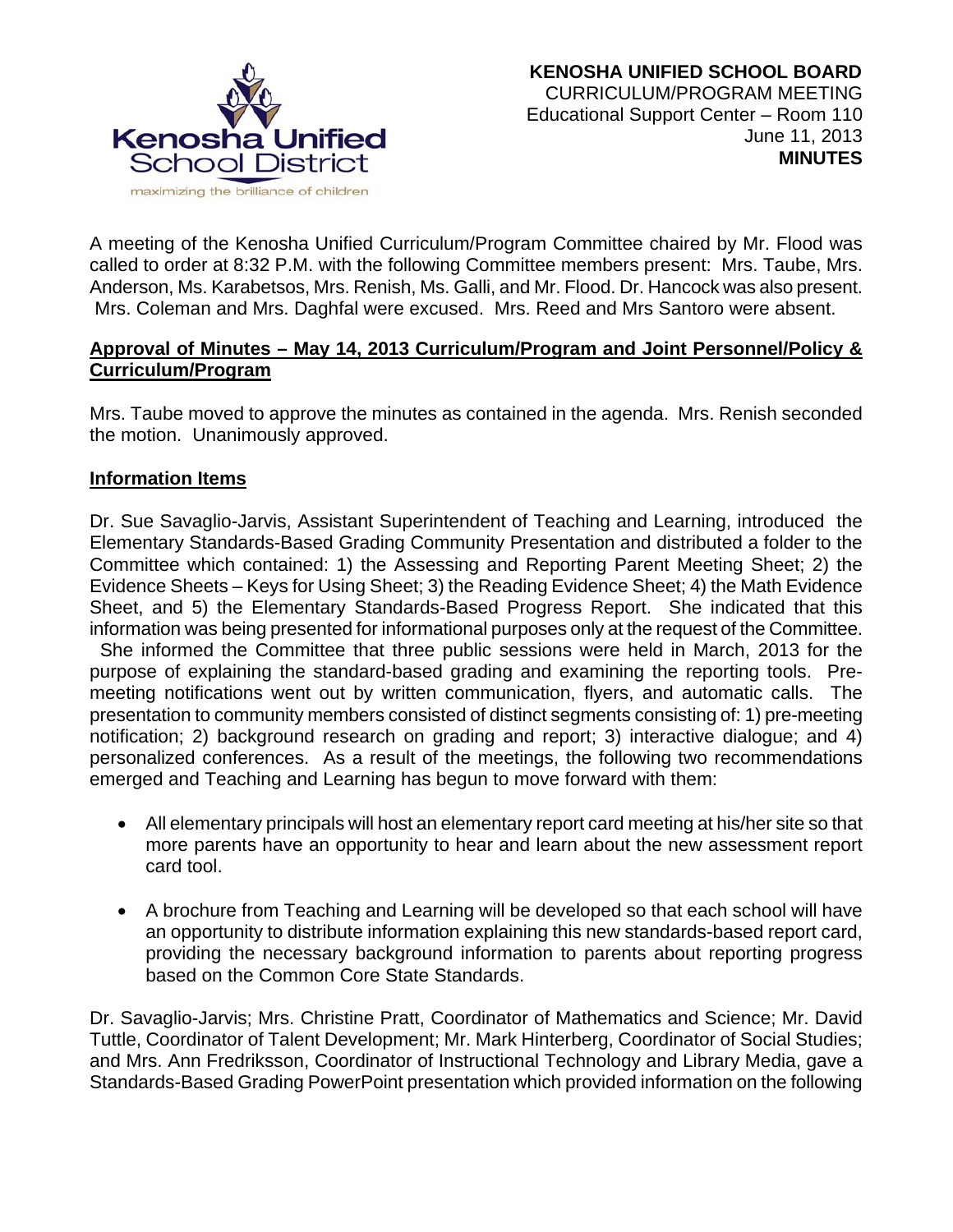**KENOSHA UNIFIED SCHOOL BOARD**
CURRICULUM/PROGRAM MEETING
Educational Support Center – Room 110
June 11, 2013
**MINUTES**

A meeting of the Kenosha Unified Curriculum/Program Committee chaired by Mr. Flood was called to order at 8:32 P.M. with the following Committee members present: Mrs. Taube, Mrs. Anderson, Ms. Karabetsos, Mrs. Renish, Ms. Galli, and Mr. Flood. Dr. Hancock was also present. Mrs. Coleman and Mrs. Daghfal were excused. Mrs. Reed and Mrs Santoro were absent.

**Approval of Minutes – May 14, 2013 Curriculum/Program and Joint Personnel/Policy & Curriculum/Program**

Mrs. Taube moved to approve the minutes as contained in the agenda. Mrs. Renish seconded the motion. Unanimously approved.

**Information Items**

Dr. Sue Savaglio-Jarvis, Assistant Superintendent of Teaching and Learning, introduced the Elementary Standards-Based Grading Community Presentation and distributed a folder to the Committee which contained: 1) the Assessing and Reporting Parent Meeting Sheet; 2) the Evidence Sheets – Keys for Using Sheet; 3) the Reading Evidence Sheet; 4) the Math Evidence Sheet, and 5) the Elementary Standards-Based Progress Report. She indicated that this information was being presented for informational purposes only at the request of the Committee. She informed the Committee that three public sessions were held in March, 2013 for the purpose of explaining the standard-based grading and examining the reporting tools. Pre-meeting notifications went out by written communication, flyers, and automatic calls. The presentation to community members consisted of distinct segments consisting of: 1) pre-meeting notification; 2) background research on grading and report; 3) interactive dialogue; and 4) personalized conferences. As a result of the meetings, the following two recommendations emerged and Teaching and Learning has begun to move forward with them:

- All elementary principals will host an elementary report card meeting at his/her site so that more parents have an opportunity to hear and learn about the new assessment report card tool.
- A brochure from Teaching and Learning will be developed so that each school will have an opportunity to distribute information explaining this new standards-based report card, providing the necessary background information to parents about reporting progress based on the Common Core State Standards.

Dr. Savaglio-Jarvis; Mrs. Christine Pratt, Coordinator of Mathematics and Science; Mr. David Tuttle, Coordinator of Talent Development; Mr. Mark Hinterberg, Coordinator of Social Studies; and Mrs. Ann Fredriksson, Coordinator of Instructional Technology and Library Media, gave a Standards-Based Grading PowerPoint presentation which provided information on the following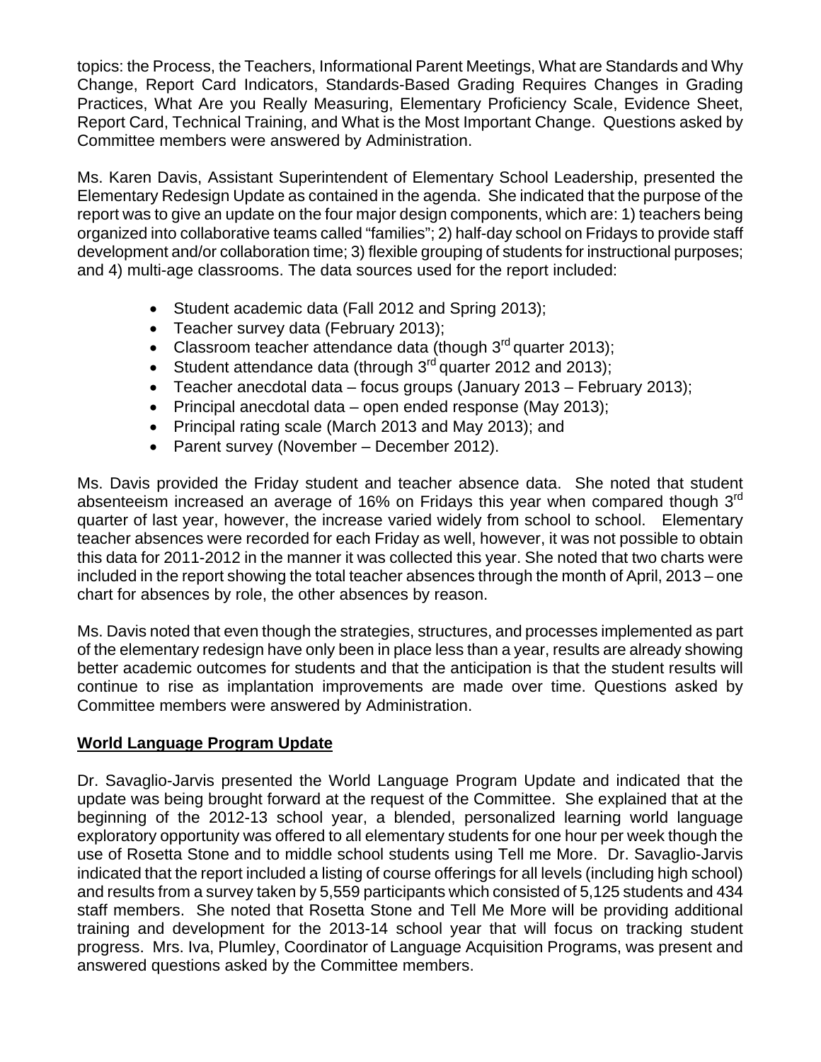topics: the Process, the Teachers, Informational Parent Meetings, What are Standards and Why Change, Report Card Indicators, Standards-Based Grading Requires Changes in Grading Practices, What Are you Really Measuring, Elementary Proficiency Scale, Evidence Sheet, Report Card, Technical Training, and What is the Most Important Change. Questions asked by Committee members were answered by Administration.

Ms. Karen Davis, Assistant Superintendent of Elementary School Leadership, presented the Elementary Redesign Update as contained in the agenda. She indicated that the purpose of the report was to give an update on the four major design components, which are: 1) teachers being organized into collaborative teams called "families"; 2) half-day school on Fridays to provide staff development and/or collaboration time; 3) flexible grouping of students for instructional purposes; and 4) multi-age classrooms. The data sources used for the report included:

- Student academic data (Fall 2012 and Spring 2013);
- Teacher survey data (February 2013);
- Classroom teacher attendance data (though 3rd quarter 2013);
- Student attendance data (through 3rd quarter 2012 and 2013);
- Teacher anecdotal data – focus groups (January 2013 – February 2013);
- Principal anecdotal data – open ended response (May 2013);
- Principal rating scale (March 2013 and May 2013); and
- Parent survey (November – December 2012).

Ms. Davis provided the Friday student and teacher absence data. She noted that student absenteeism increased an average of 16% on Fridays this year when compared though 3rd quarter of last year, however, the increase varied widely from school to school. Elementary teacher absences were recorded for each Friday as well, however, it was not possible to obtain this data for 2011-2012 in the manner it was collected this year. She noted that two charts were included in the report showing the total teacher absences through the month of April, 2013 – one chart for absences by role, the other absences by reason.

Ms. Davis noted that even though the strategies, structures, and processes implemented as part of the elementary redesign have only been in place less than a year, results are already showing better academic outcomes for students and that the anticipation is that the student results will continue to rise as implantation improvements are made over time. Questions asked by Committee members were answered by Administration.

**World Language Program Update**

Dr. Savaglio-Jarvis presented the World Language Program Update and indicated that the update was being brought forward at the request of the Committee. She explained that at the beginning of the 2012-13 school year, a blended, personalized learning world language exploratory opportunity was offered to all elementary students for one hour per week though the use of Rosetta Stone and to middle school students using Tell me More. Dr. Savaglio-Jarvis indicated that the report included a listing of course offerings for all levels (including high school) and results from a survey taken by 5,559 participants which consisted of 5,125 students and 434 staff members. She noted that Rosetta Stone and Tell Me More will be providing additional training and development for the 2013-14 school year that will focus on tracking student progress. Mrs. Iva, Plumley, Coordinator of Language Acquisition Programs, was present and answered questions asked by the Committee members.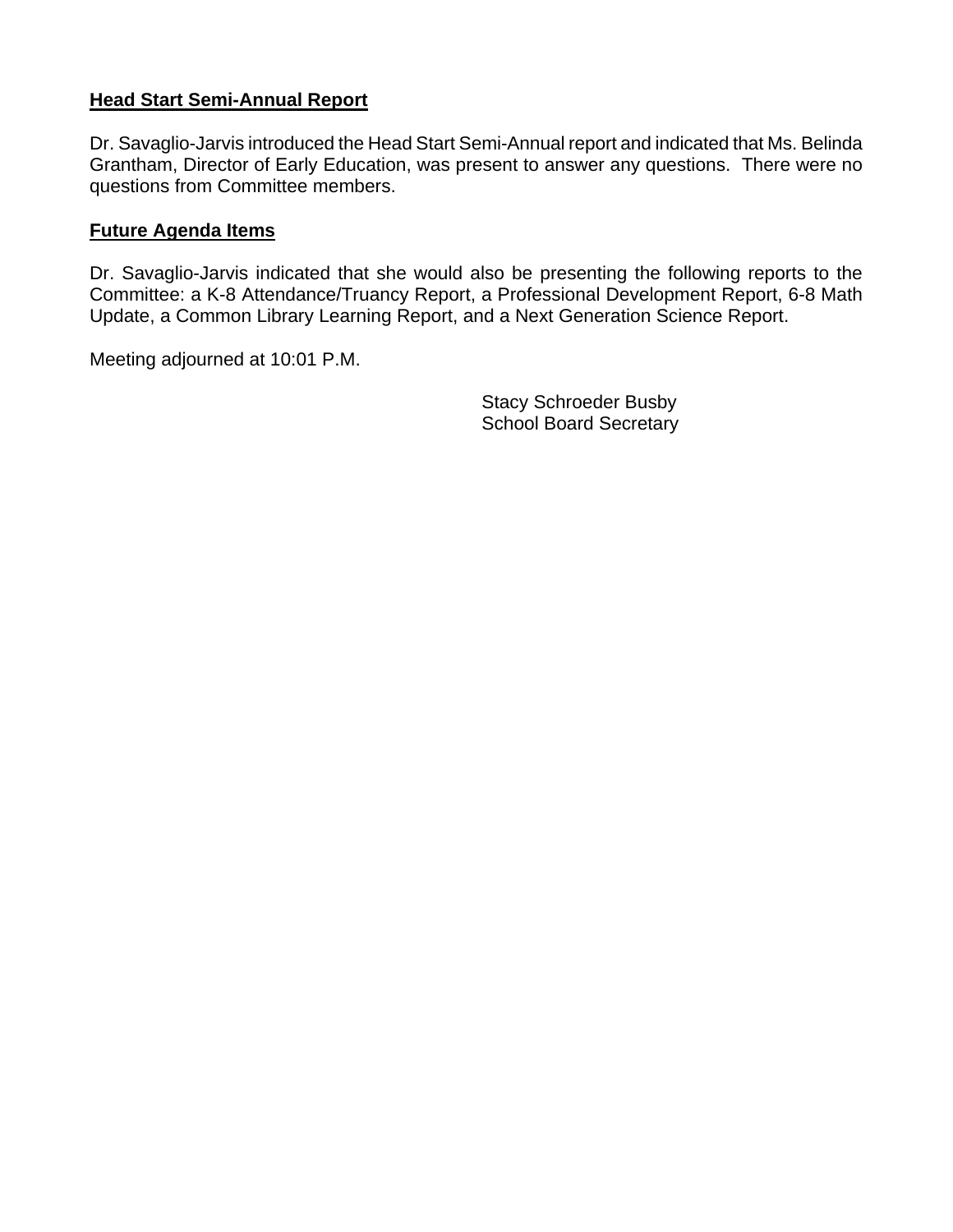**Head Start Semi-Annual Report**

Dr. Savaglio-Jarvis introduced the Head Start Semi-Annual report and indicated that Ms. Belinda Grantham, Director of Early Education, was present to answer any questions. There were no questions from Committee members.

**Future Agenda Items**

Dr. Savaglio-Jarvis indicated that she would also be presenting the following reports to the Committee: a K-8 Attendance/Truancy Report, a Professional Development Report, 6-8 Math Update, a Common Library Learning Report, and a Next Generation Science Report.

Meeting adjourned at 10:01 P.M.

Stacy Schroeder Busby
School Board Secretary